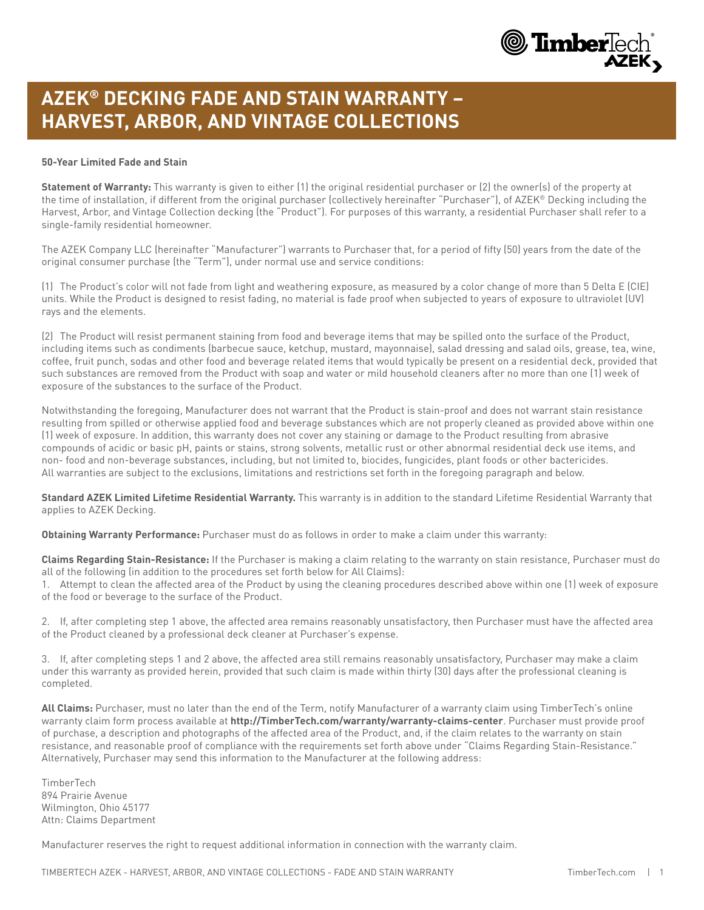# AZEK® DECKING FADE AND STAIN WARRANTY – HARVEST, ARBOR, AND VINTAGE COLLECTIONS

**50-Year Limited Fade and Stain**

**Statement of Warranty:** This warranty is given to either (1) the original residential purchaser or (2) the owner(s) of the property at the time of installation, if different from the original purchaser (collectively hereinafter "Purchaser"), of AZEK® Decking including the Harvest, Arbor, and Vintage Collection decking (the "Product"). For purposes of this warranty, a residential Purchaser shall refer to a single-family residential homeowner.

The AZEK Company LLC (hereinafter "Manufacturer") warrants to Purchaser that, for a period of fifty (50) years from the date of the original consumer purchase (the "Term"), under normal use and service conditions:

(1) The Product's color will not fade from light and weathering exposure, as measured by a color change of more than 5 Delta E (CIE) units. While the Product is designed to resist fading, no material is fade proof when subjected to years of exposure to ultraviolet (UV) rays and the elements.

(2) The Product will resist permanent staining from food and beverage items that may be spilled onto the surface of the Product, including items such as condiments (barbecue sauce, ketchup, mustard, mayonnaise), salad dressing and salad oils, grease, tea, wine, coffee, fruit punch, sodas and other food and beverage related items that would typically be present on a residential deck, provided that such substances are removed from the Product with soap and water or mild household cleaners after no more than one (1) week of exposure of the substances to the surface of the Product.

Notwithstanding the foregoing, Manufacturer does not warrant that the Product is stain-proof and does not warrant stain resistance resulting from spilled or otherwise applied food and beverage substances which are not properly cleaned as provided above within one (1) week of exposure. In addition, this warranty does not cover any staining or damage to the Product resulting from abrasive compounds of acidic or basic pH, paints or stains, strong solvents, metallic rust or other abnormal residential deck use items, and non- food and non-beverage substances, including, but not limited to, biocides, fungicides, plant foods or other bactericides. All warranties are subject to the exclusions, limitations and restrictions set forth in the foregoing paragraph and below.

**Standard AZEK Limited Lifetime Residential Warranty.** This warranty is in addition to the standard Lifetime Residential Warranty that applies to AZEK Decking.

**Obtaining Warranty Performance:** Purchaser must do as follows in order to make a claim under this warranty:

**Claims Regarding Stain-Resistance:** If the Purchaser is making a claim relating to the warranty on stain resistance, Purchaser must do all of the following (in addition to the procedures set forth below for All Claims):

1. Attempt to clean the affected area of the Product by using the cleaning procedures described above within one (1) week of exposure of the food or beverage to the surface of the Product.

2. If, after completing step 1 above, the affected area remains reasonably unsatisfactory, then Purchaser must have the affected area of the Product cleaned by a professional deck cleaner at Purchaser's expense.

3. If, after completing steps 1 and 2 above, the affected area still remains reasonably unsatisfactory, Purchaser may make a claim under this warranty as provided herein, provided that such claim is made within thirty (30) days after the professional cleaning is completed.

**All Claims:** Purchaser, must no later than the end of the Term, notify Manufacturer of a warranty claim using TimberTech's online warranty claim form process available at **http://TimberTech.com/warranty/warranty-claims-center**. Purchaser must provide proof of purchase, a description and photographs of the affected area of the Product, and, if the claim relates to the warranty on stain resistance, and reasonable proof of compliance with the requirements set forth above under "Claims Regarding Stain-Resistance." Alternatively, Purchaser may send this information to the Manufacturer at the following address:

TimberTech
894 Prairie Avenue
Wilmington, Ohio 45177
Attn: Claims Department

Manufacturer reserves the right to request additional information in connection with the warranty claim.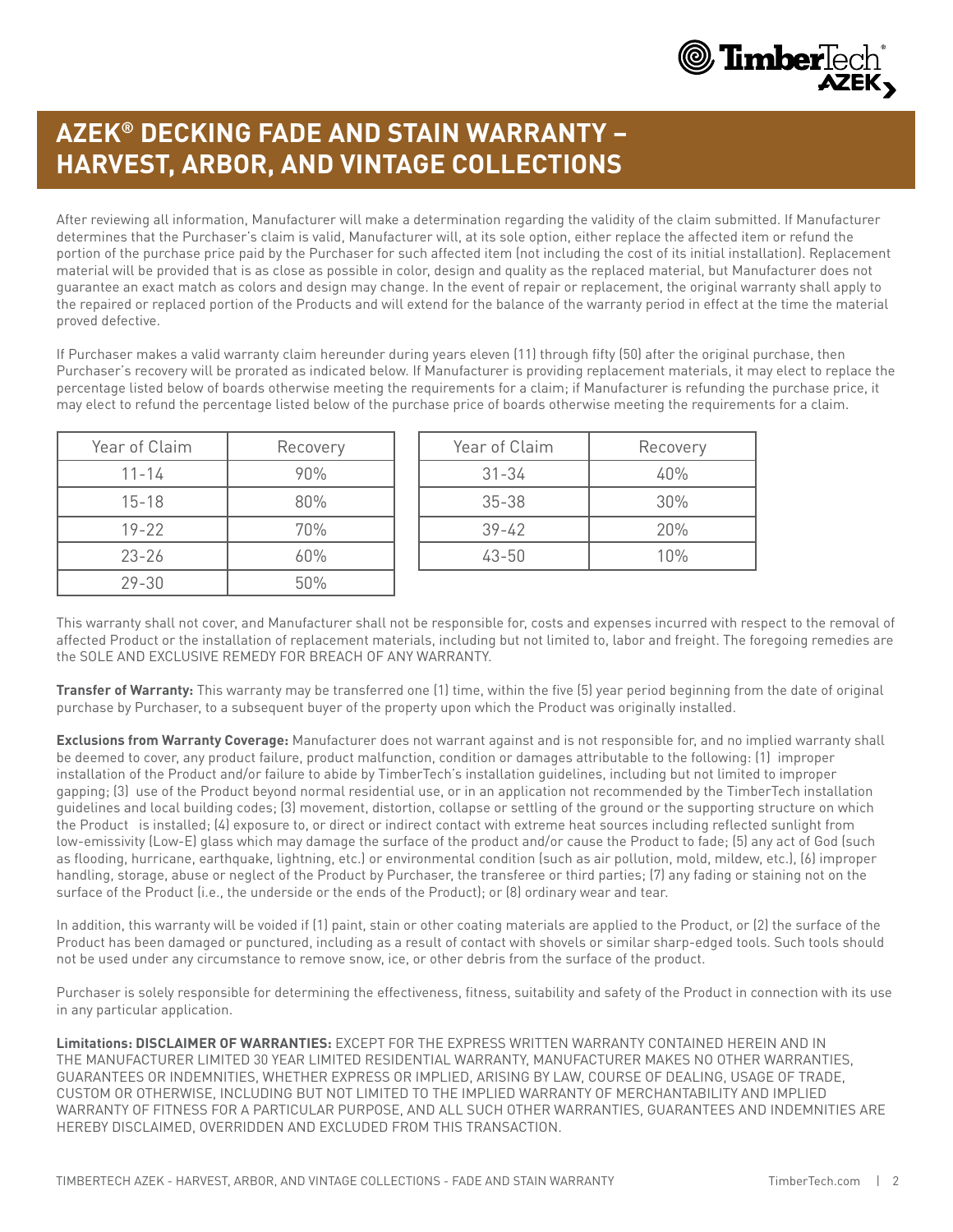# AZEK® DECKING FADE AND STAIN WARRANTY – HARVEST, ARBOR, AND VINTAGE COLLECTIONS

After reviewing all information, Manufacturer will make a determination regarding the validity of the claim submitted. If Manufacturer determines that the Purchaser's claim is valid, Manufacturer will, at its sole option, either replace the affected item or refund the portion of the purchase price paid by the Purchaser for such affected item (not including the cost of its initial installation). Replacement material will be provided that is as close as possible in color, design and quality as the replaced material, but Manufacturer does not guarantee an exact match as colors and design may change. In the event of repair or replacement, the original warranty shall apply to the repaired or replaced portion of the Products and will extend for the balance of the warranty period in effect at the time the material proved defective.

If Purchaser makes a valid warranty claim hereunder during years eleven (11) through fifty (50) after the original purchase, then Purchaser's recovery will be prorated as indicated below. If Manufacturer is providing replacement materials, it may elect to replace the percentage listed below of boards otherwise meeting the requirements for a claim; if Manufacturer is refunding the purchase price, it may elect to refund the percentage listed below of the purchase price of boards otherwise meeting the requirements for a claim.

| Year of Claim | Recovery |
|---|---|
| 11-14 | 90% |
| 15-18 | 80% |
| 19-22 | 70% |
| 23-26 | 60% |
| 29-30 | 50% |

| Year of Claim | Recovery |
|---|---|
| 31-34 | 40% |
| 35-38 | 30% |
| 39-42 | 20% |
| 43-50 | 10% |

This warranty shall not cover, and Manufacturer shall not be responsible for, costs and expenses incurred with respect to the removal of affected Product or the installation of replacement materials, including but not limited to, labor and freight. The foregoing remedies are the SOLE AND EXCLUSIVE REMEDY FOR BREACH OF ANY WARRANTY.

**Transfer of Warranty:** This warranty may be transferred one (1) time, within the five (5) year period beginning from the date of original purchase by Purchaser, to a subsequent buyer of the property upon which the Product was originally installed.

**Exclusions from Warranty Coverage:** Manufacturer does not warrant against and is not responsible for, and no implied warranty shall be deemed to cover, any product failure, product malfunction, condition or damages attributable to the following: (1) improper installation of the Product and/or failure to abide by TimberTech's installation guidelines, including but not limited to improper gapping; (3) use of the Product beyond normal residential use, or in an application not recommended by the TimberTech installation guidelines and local building codes; (3) movement, distortion, collapse or settling of the ground or the supporting structure on which the Product is installed; (4) exposure to, or direct or indirect contact with extreme heat sources including reflected sunlight from low-emissivity (Low-E) glass which may damage the surface of the product and/or cause the Product to fade; (5) any act of God (such as flooding, hurricane, earthquake, lightning, etc.) or environmental condition (such as air pollution, mold, mildew, etc.), (6) improper handling, storage, abuse or neglect of the Product by Purchaser, the transferee or third parties; (7) any fading or staining not on the surface of the Product (i.e., the underside or the ends of the Product); or (8) ordinary wear and tear.

In addition, this warranty will be voided if (1) paint, stain or other coating materials are applied to the Product, or (2) the surface of the Product has been damaged or punctured, including as a result of contact with shovels or similar sharp-edged tools. Such tools should not be used under any circumstance to remove snow, ice, or other debris from the surface of the product.

Purchaser is solely responsible for determining the effectiveness, fitness, suitability and safety of the Product in connection with its use in any particular application.

**Limitations: DISCLAIMER OF WARRANTIES:** EXCEPT FOR THE EXPRESS WRITTEN WARRANTY CONTAINED HEREIN AND IN THE MANUFACTURER LIMITED 30 YEAR LIMITED RESIDENTIAL WARRANTY, MANUFACTURER MAKES NO OTHER WARRANTIES, GUARANTEES OR INDEMNITIES, WHETHER EXPRESS OR IMPLIED, ARISING BY LAW, COURSE OF DEALING, USAGE OF TRADE, CUSTOM OR OTHERWISE, INCLUDING BUT NOT LIMITED TO THE IMPLIED WARRANTY OF MERCHANTABILITY AND IMPLIED WARRANTY OF FITNESS FOR A PARTICULAR PURPOSE, AND ALL SUCH OTHER WARRANTIES, GUARANTEES AND INDEMNITIES ARE HEREBY DISCLAIMED, OVERRIDDEN AND EXCLUDED FROM THIS TRANSACTION.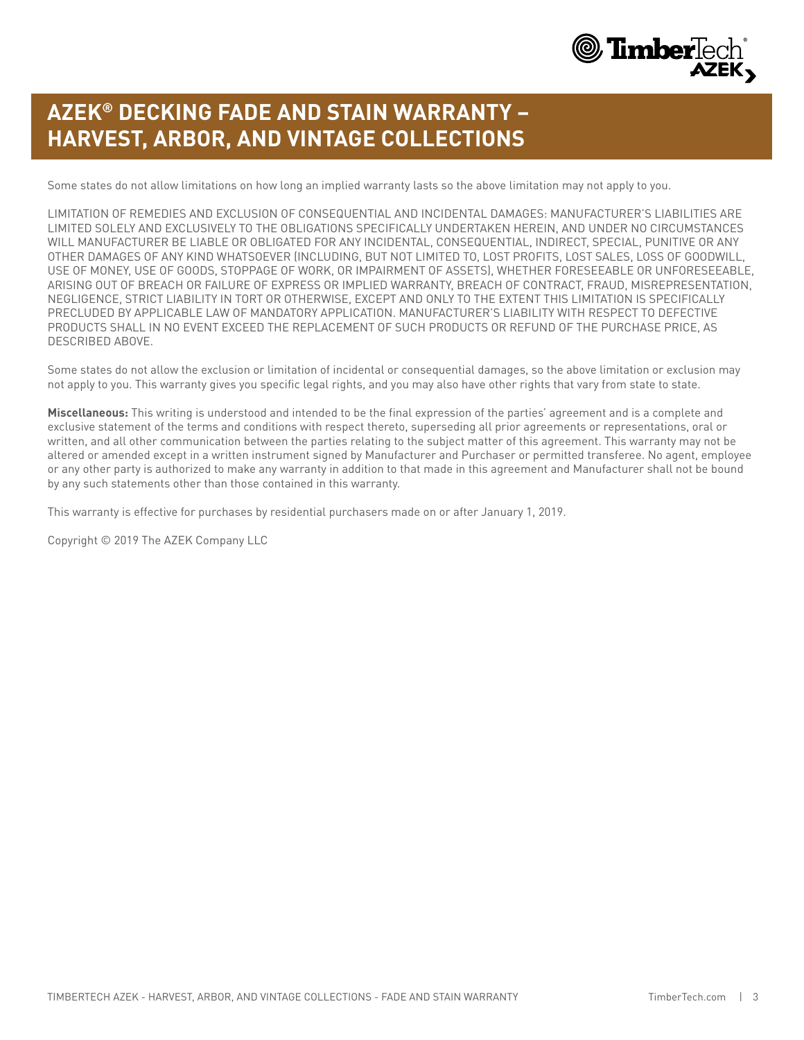# AZEK® DECKING FADE AND STAIN WARRANTY – HARVEST, ARBOR, AND VINTAGE COLLECTIONS

Some states do not allow limitations on how long an implied warranty lasts so the above limitation may not apply to you.

LIMITATION OF REMEDIES AND EXCLUSION OF CONSEQUENTIAL AND INCIDENTAL DAMAGES: MANUFACTURER'S LIABILITIES ARE LIMITED SOLELY AND EXCLUSIVELY TO THE OBLIGATIONS SPECIFICALLY UNDERTAKEN HEREIN, AND UNDER NO CIRCUMSTANCES WILL MANUFACTURER BE LIABLE OR OBLIGATED FOR ANY INCIDENTAL, CONSEQUENTIAL, INDIRECT, SPECIAL, PUNITIVE OR ANY OTHER DAMAGES OF ANY KIND WHATSOEVER (INCLUDING, BUT NOT LIMITED TO, LOST PROFITS, LOST SALES, LOSS OF GOODWILL, USE OF MONEY, USE OF GOODS, STOPPAGE OF WORK, OR IMPAIRMENT OF ASSETS), WHETHER FORESEEABLE OR UNFORESEEABLE, ARISING OUT OF BREACH OR FAILURE OF EXPRESS OR IMPLIED WARRANTY, BREACH OF CONTRACT, FRAUD, MISREPRESENTATION, NEGLIGENCE, STRICT LIABILITY IN TORT OR OTHERWISE, EXCEPT AND ONLY TO THE EXTENT THIS LIMITATION IS SPECIFICALLY PRECLUDED BY APPLICABLE LAW OF MANDATORY APPLICATION. MANUFACTURER'S LIABILITY WITH RESPECT TO DEFECTIVE PRODUCTS SHALL IN NO EVENT EXCEED THE REPLACEMENT OF SUCH PRODUCTS OR REFUND OF THE PURCHASE PRICE, AS DESCRIBED ABOVE.

Some states do not allow the exclusion or limitation of incidental or consequential damages, so the above limitation or exclusion may not apply to you. This warranty gives you specific legal rights, and you may also have other rights that vary from state to state.

**Miscellaneous:** This writing is understood and intended to be the final expression of the parties' agreement and is a complete and exclusive statement of the terms and conditions with respect thereto, superseding all prior agreements or representations, oral or written, and all other communication between the parties relating to the subject matter of this agreement. This warranty may not be altered or amended except in a written instrument signed by Manufacturer and Purchaser or permitted transferee. No agent, employee or any other party is authorized to make any warranty in addition to that made in this agreement and Manufacturer shall not be bound by any such statements other than those contained in this warranty.

This warranty is effective for purchases by residential purchasers made on or after January 1, 2019.

Copyright © 2019 The AZEK Company LLC